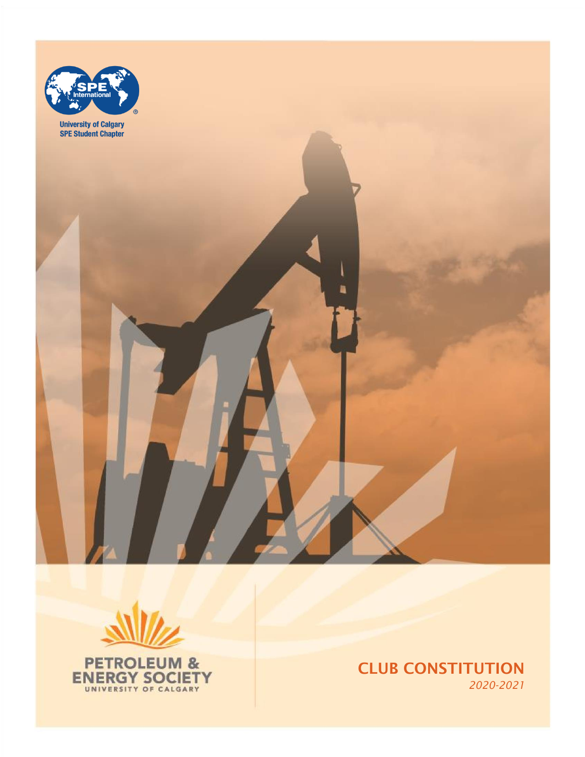University of Calgary
SPE Student Chapter

PETROLEUM & ENERGY SOCIETY
UNIVERSITY OF CALGARY

# CLUB CONSTITUTION

*2020-2021*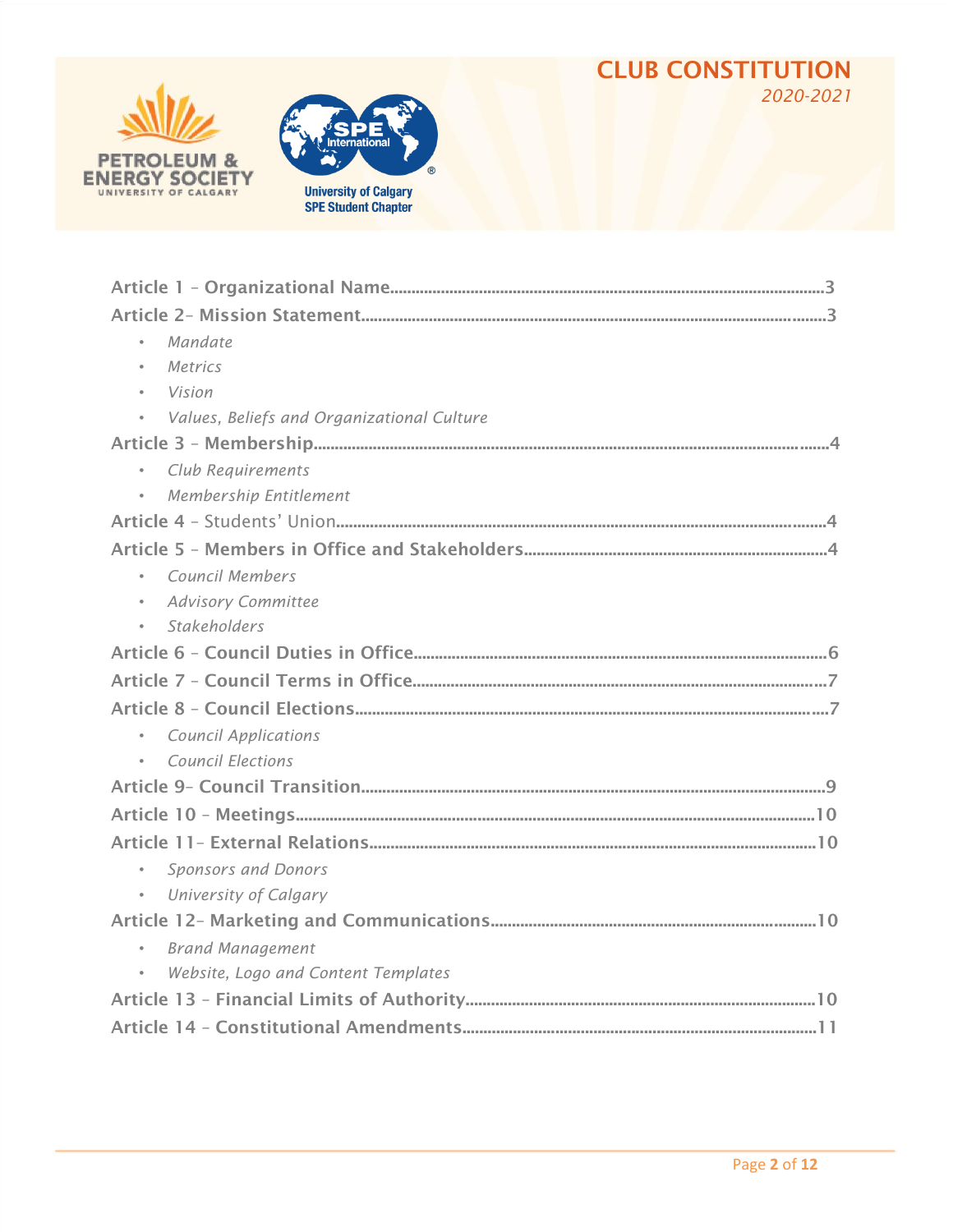# CLUB CONSTITUTION

*2020-2021*

PETROLEUM & ENERGY SOCIETY
UNIVERSITY OF CALGARY

University of Calgary
SPE Student Chapter

**Article 1 – Organizational Name**......3

**Article 2– Mission Statement**......3

- *Mandate*
- *Metrics*
- *Vision*
- *Values, Beliefs and Organizational Culture*

**Article 3 – Membership**......4

- *Club Requirements*
- *Membership Entitlement*

**Article 4** – Students' Union......4

**Article 5 – Members in Office and Stakeholders**......4

- *Council Members*
- *Advisory Committee*
- *Stakeholders*

**Article 6 – Council Duties in Office**......6

**Article 7 – Council Terms in Office**......7

**Article 8 – Council Elections**......7

- *Council Applications*
- *Council Elections*

**Article 9– Council Transition**......9

**Article 10 – Meetings**......10

**Article 11– External Relations**......10

- *Sponsors and Donors*
- *University of Calgary*

**Article 12– Marketing and Communications**......10

- *Brand Management*
- *Website, Logo and Content Templates*

**Article 13 – Financial Limits of Authority**......10

**Article 14 – Constitutional Amendments**......11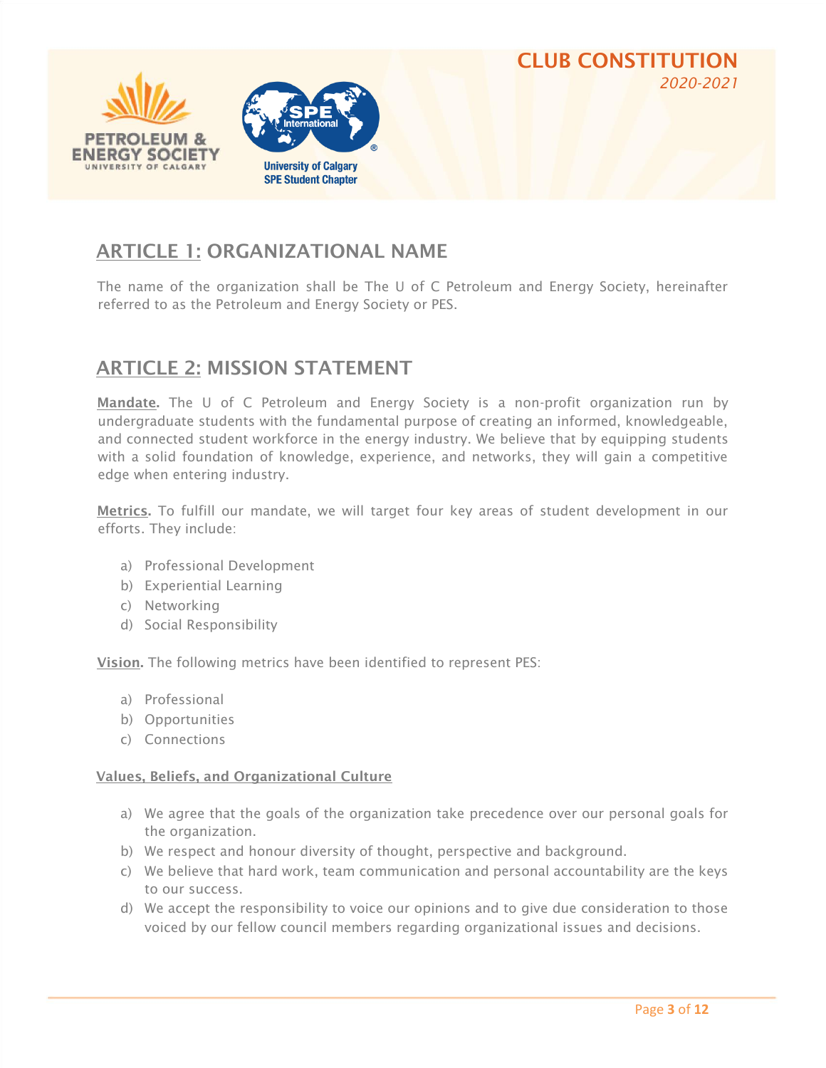## ARTICLE 1: ORGANIZATIONAL NAME

The name of the organization shall be The U of C Petroleum and Energy Society, hereinafter referred to as the Petroleum and Energy Society or PES.

## ARTICLE 2: MISSION STATEMENT

**Mandate.** The U of C Petroleum and Energy Society is a non-profit organization run by undergraduate students with the fundamental purpose of creating an informed, knowledgeable, and connected student workforce in the energy industry. We believe that by equipping students with a solid foundation of knowledge, experience, and networks, they will gain a competitive edge when entering industry.

**Metrics.** To fulfill our mandate, we will target four key areas of student development in our efforts. They include:

a) Professional Development
b) Experiential Learning
c) Networking
d) Social Responsibility

**Vision.** The following metrics have been identified to represent PES:

a) Professional
b) Opportunities
c) Connections

**Values, Beliefs, and Organizational Culture**

a) We agree that the goals of the organization take precedence over our personal goals for the organization.
b) We respect and honour diversity of thought, perspective and background.
c) We believe that hard work, team communication and personal accountability are the keys to our success.
d) We accept the responsibility to voice our opinions and to give due consideration to those voiced by our fellow council members regarding organizational issues and decisions.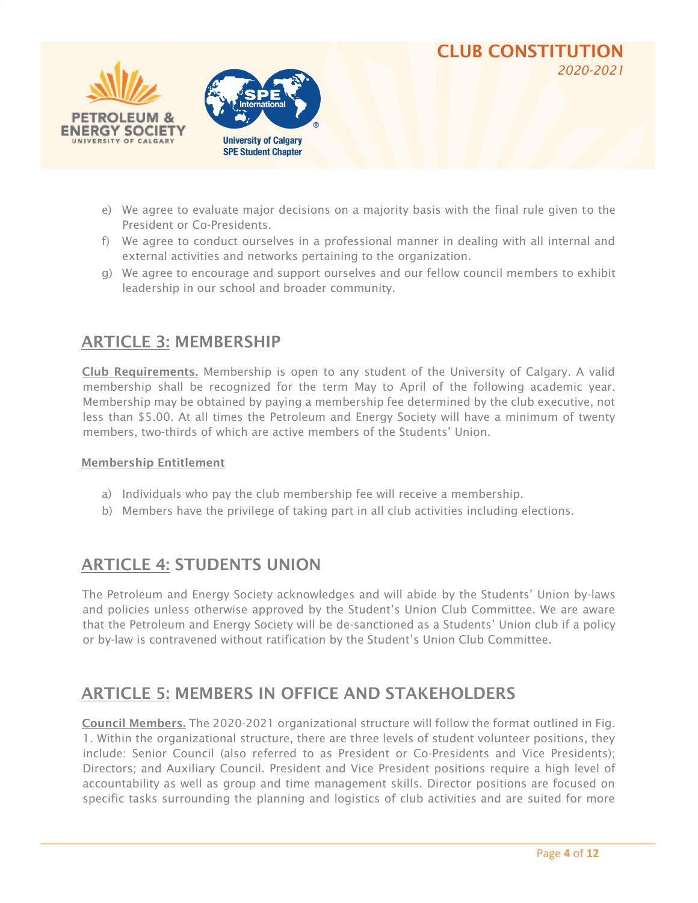e) We agree to evaluate major decisions on a majority basis with the final rule given to the President or Co-Presidents.
f) We agree to conduct ourselves in a professional manner in dealing with all internal and external activities and networks pertaining to the organization.
g) We agree to encourage and support ourselves and our fellow council members to exhibit leadership in our school and broader community.

## ARTICLE 3: MEMBERSHIP

**Club Requirements.** Membership is open to any student of the University of Calgary. A valid membership shall be recognized for the term May to April of the following academic year. Membership may be obtained by paying a membership fee determined by the club executive, not less than $5.00. At all times the Petroleum and Energy Society will have a minimum of twenty members, two-thirds of which are active members of the Students' Union.

**Membership Entitlement**

a) Individuals who pay the club membership fee will receive a membership.
b) Members have the privilege of taking part in all club activities including elections.

## ARTICLE 4: STUDENTS UNION

The Petroleum and Energy Society acknowledges and will abide by the Students' Union by-laws and policies unless otherwise approved by the Student's Union Club Committee. We are aware that the Petroleum and Energy Society will be de-sanctioned as a Students' Union club if a policy or by-law is contravened without ratification by the Student's Union Club Committee.

## ARTICLE 5: MEMBERS IN OFFICE AND STAKEHOLDERS

**Council Members.** The 2020-2021 organizational structure will follow the format outlined in Fig. 1. Within the organizational structure, there are three levels of student volunteer positions, they include: Senior Council (also referred to as President or Co-Presidents and Vice Presidents); Directors; and Auxiliary Council. President and Vice President positions require a high level of accountability as well as group and time management skills. Director positions are focused on specific tasks surrounding the planning and logistics of club activities and are suited for more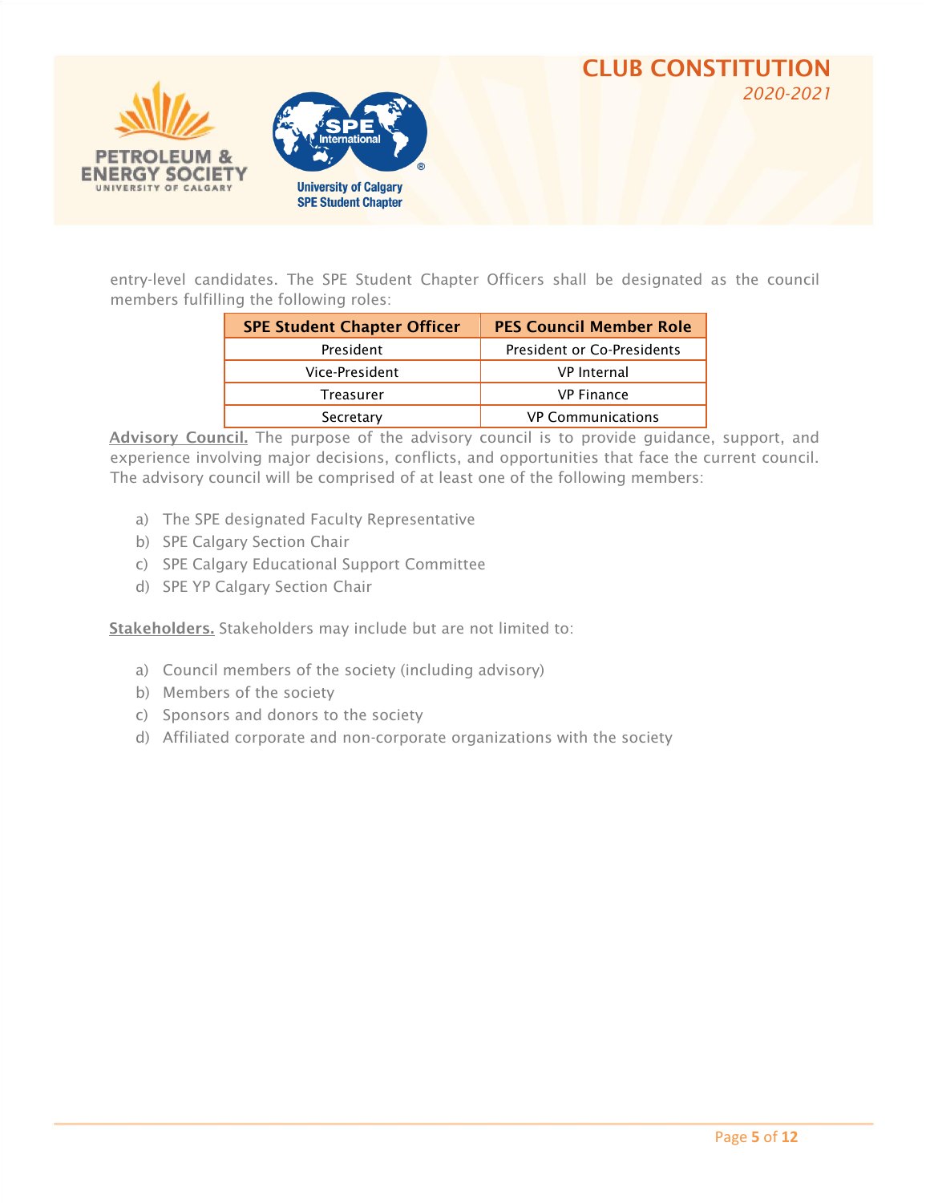entry-level candidates. The SPE Student Chapter Officers shall be designated as the council members fulfilling the following roles:

| SPE Student Chapter Officer | PES Council Member Role |
| --- | --- |
| President | President or Co-Presidents |
| Vice-President | VP Internal |
| Treasurer | VP Finance |
| Secretary | VP Communications |

**Advisory Council.** The purpose of the advisory council is to provide guidance, support, and experience involving major decisions, conflicts, and opportunities that face the current council. The advisory council will be comprised of at least one of the following members:

a) The SPE designated Faculty Representative
b) SPE Calgary Section Chair
c) SPE Calgary Educational Support Committee
d) SPE YP Calgary Section Chair

**Stakeholders.** Stakeholders may include but are not limited to:

a) Council members of the society (including advisory)
b) Members of the society
c) Sponsors and donors to the society
d) Affiliated corporate and non-corporate organizations with the society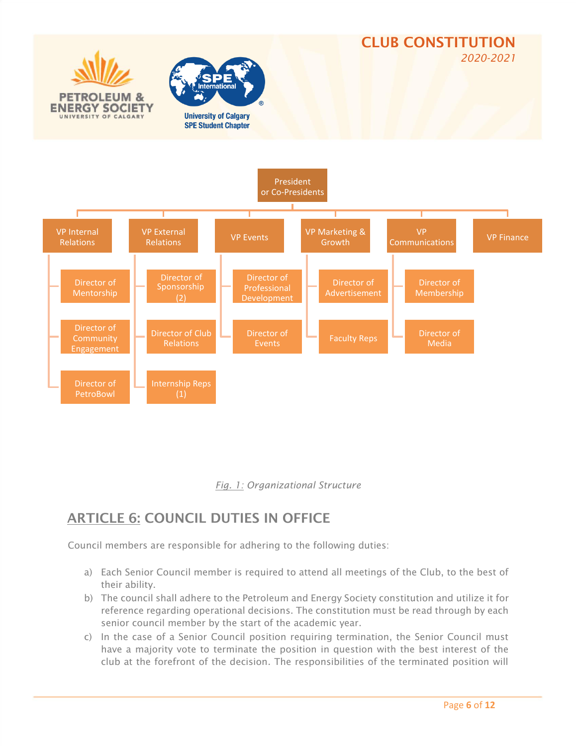President or Co-Presidents

- VP Internal Relations
  - Director of Mentorship
  - Director of Community Engagement
  - Director of PetroBowl
- VP External Relations
  - Director of Sponsorship (2)
  - Director of Club Relations
  - Internship Reps (1)
- VP Events
  - Director of Professional Development
  - Director of Events
- VP Marketing & Growth
  - Director of Advertisement
  - Faculty Reps
- VP Communications
  - Director of Membership
  - Director of Media
- VP Finance

*Fig. 1: Organizational Structure*

## ARTICLE 6: COUNCIL DUTIES IN OFFICE

Council members are responsible for adhering to the following duties:

a) Each Senior Council member is required to attend all meetings of the Club, to the best of their ability.

b) The council shall adhere to the Petroleum and Energy Society constitution and utilize it for reference regarding operational decisions. The constitution must be read through by each senior council member by the start of the academic year.

c) In the case of a Senior Council position requiring termination, the Senior Council must have a majority vote to terminate the position in question with the best interest of the club at the forefront of the decision. The responsibilities of the terminated position will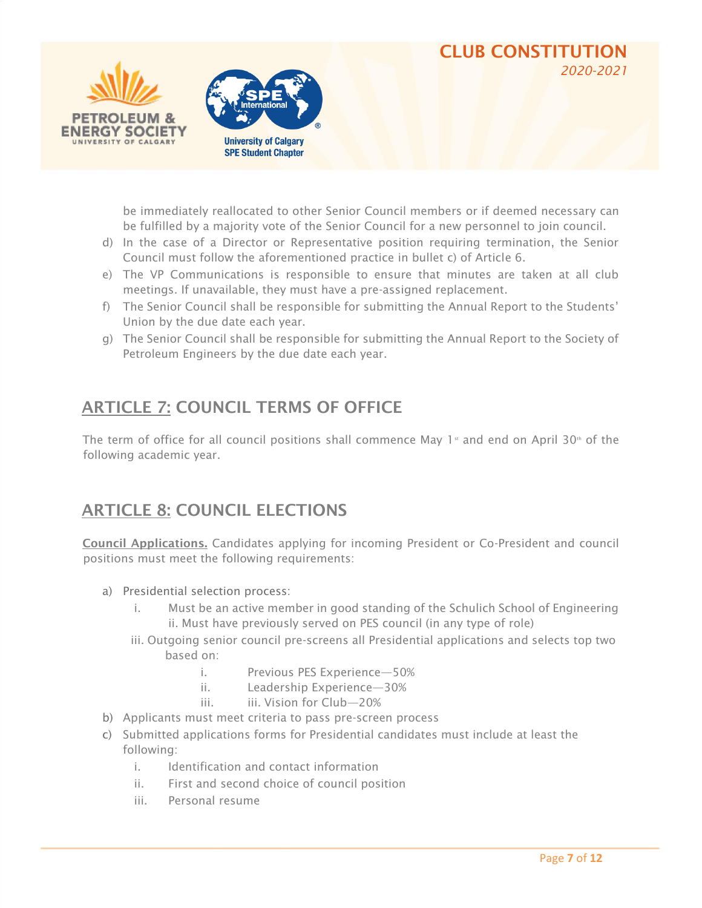be immediately reallocated to other Senior Council members or if deemed necessary can be fulfilled by a majority vote of the Senior Council for a new personnel to join council.

d) In the case of a Director or Representative position requiring termination, the Senior Council must follow the aforementioned practice in bullet c) of Article 6.

e) The VP Communications is responsible to ensure that minutes are taken at all club meetings. If unavailable, they must have a pre-assigned replacement.

f) The Senior Council shall be responsible for submitting the Annual Report to the Students' Union by the due date each year.

g) The Senior Council shall be responsible for submitting the Annual Report to the Society of Petroleum Engineers by the due date each year.

## ARTICLE 7: COUNCIL TERMS OF OFFICE

The term of office for all council positions shall commence May 1st and end on April 30th of the following academic year.

## ARTICLE 8: COUNCIL ELECTIONS

**Council Applications.** Candidates applying for incoming President or Co-President and council positions must meet the following requirements:

a) Presidential selection process:
   - i. Must be an active member in good standing of the Schulich School of Engineering
   - ii. Must have previously served on PES council (in any type of role)
   - iii. Outgoing senior council pre-screens all Presidential applications and selects top two based on:
     - i. Previous PES Experience—50%
     - ii. Leadership Experience—30%
     - iii. Vision for Club—20%

b) Applicants must meet criteria to pass pre-screen process

c) Submitted applications forms for Presidential candidates must include at least the following:
   - i. Identification and contact information
   - ii. First and second choice of council position
   - iii. Personal resume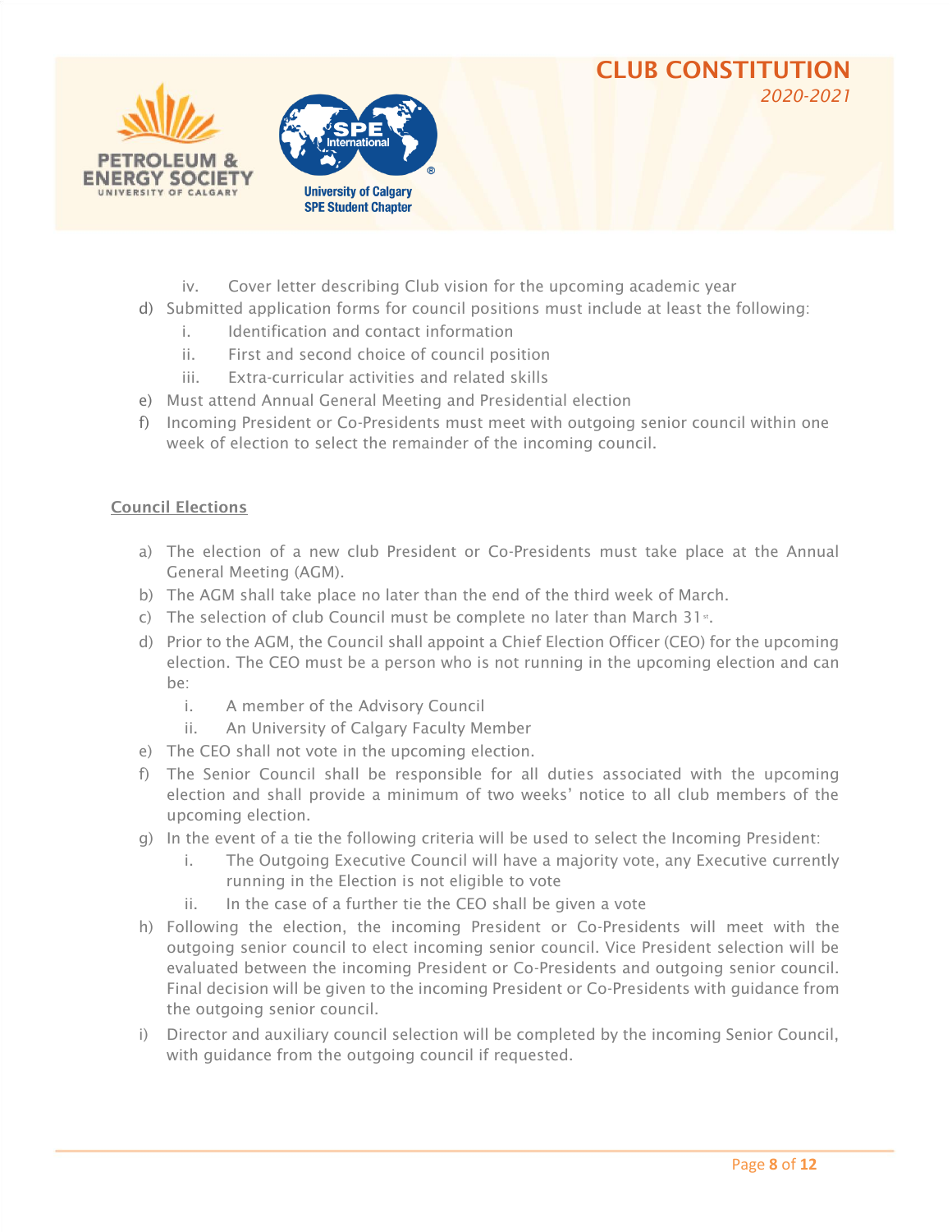iv. Cover letter describing Club vision for the upcoming academic year

d) Submitted application forms for council positions must include at least the following:
  i. Identification and contact information
  ii. First and second choice of council position
  iii. Extra-curricular activities and related skills

e) Must attend Annual General Meeting and Presidential election

f) Incoming President or Co-Presidents must meet with outgoing senior council within one week of election to select the remainder of the incoming council.

**Council Elections**

a) The election of a new club President or Co-Presidents must take place at the Annual General Meeting (AGM).

b) The AGM shall take place no later than the end of the third week of March.

c) The selection of club Council must be complete no later than March 31st.

d) Prior to the AGM, the Council shall appoint a Chief Election Officer (CEO) for the upcoming election. The CEO must be a person who is not running in the upcoming election and can be:
  i. A member of the Advisory Council
  ii. An University of Calgary Faculty Member

e) The CEO shall not vote in the upcoming election.

f) The Senior Council shall be responsible for all duties associated with the upcoming election and shall provide a minimum of two weeks' notice to all club members of the upcoming election.

g) In the event of a tie the following criteria will be used to select the Incoming President:
  i. The Outgoing Executive Council will have a majority vote, any Executive currently running in the Election is not eligible to vote
  ii. In the case of a further tie the CEO shall be given a vote

h) Following the election, the incoming President or Co-Presidents will meet with the outgoing senior council to elect incoming senior council. Vice President selection will be evaluated between the incoming President or Co-Presidents and outgoing senior council. Final decision will be given to the incoming President or Co-Presidents with guidance from the outgoing senior council.

i) Director and auxiliary council selection will be completed by the incoming Senior Council, with guidance from the outgoing council if requested.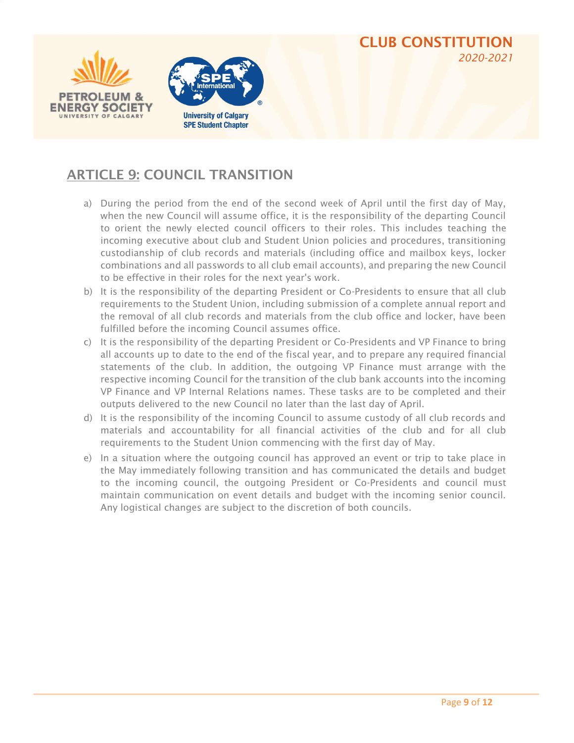## ARTICLE 9: COUNCIL TRANSITION

a) During the period from the end of the second week of April until the first day of May, when the new Council will assume office, it is the responsibility of the departing Council to orient the newly elected council officers to their roles. This includes teaching the incoming executive about club and Student Union policies and procedures, transitioning custodianship of club records and materials (including office and mailbox keys, locker combinations and all passwords to all club email accounts), and preparing the new Council to be effective in their roles for the next year's work.

b) It is the responsibility of the departing President or Co-Presidents to ensure that all club requirements to the Student Union, including submission of a complete annual report and the removal of all club records and materials from the club office and locker, have been fulfilled before the incoming Council assumes office.

c) It is the responsibility of the departing President or Co-Presidents and VP Finance to bring all accounts up to date to the end of the fiscal year, and to prepare any required financial statements of the club. In addition, the outgoing VP Finance must arrange with the respective incoming Council for the transition of the club bank accounts into the incoming VP Finance and VP Internal Relations names. These tasks are to be completed and their outputs delivered to the new Council no later than the last day of April.

d) It is the responsibility of the incoming Council to assume custody of all club records and materials and accountability for all financial activities of the club and for all club requirements to the Student Union commencing with the first day of May.

e) In a situation where the outgoing council has approved an event or trip to take place in the May immediately following transition and has communicated the details and budget to the incoming council, the outgoing President or Co-Presidents and council must maintain communication on event details and budget with the incoming senior council. Any logistical changes are subject to the discretion of both councils.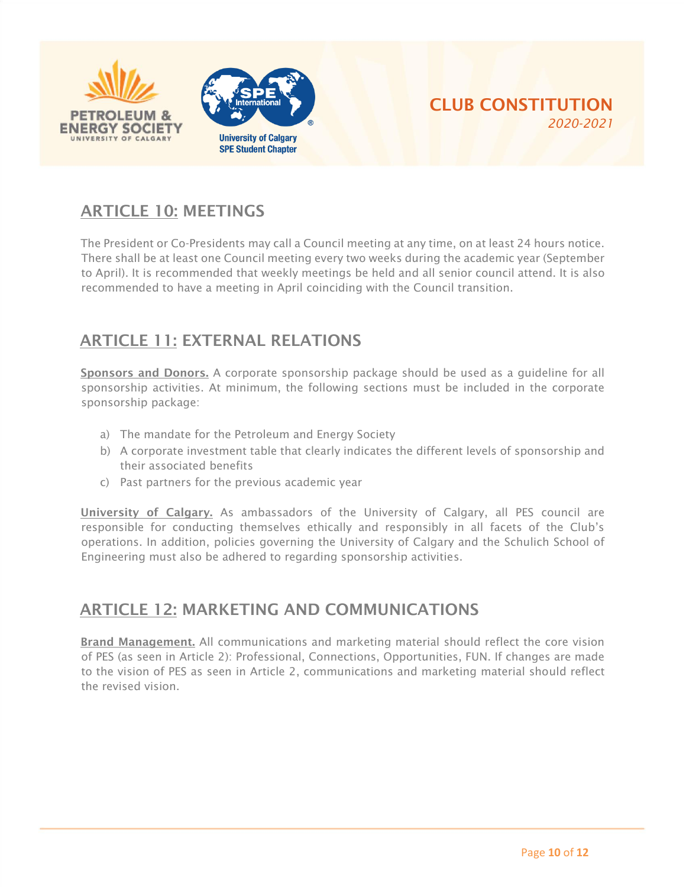## ARTICLE 10: MEETINGS

The President or Co-Presidents may call a Council meeting at any time, on at least 24 hours notice. There shall be at least one Council meeting every two weeks during the academic year (September to April). It is recommended that weekly meetings be held and all senior council attend. It is also recommended to have a meeting in April coinciding with the Council transition.

## ARTICLE 11: EXTERNAL RELATIONS

**Sponsors and Donors.** A corporate sponsorship package should be used as a guideline for all sponsorship activities. At minimum, the following sections must be included in the corporate sponsorship package:

a) The mandate for the Petroleum and Energy Society
b) A corporate investment table that clearly indicates the different levels of sponsorship and their associated benefits
c) Past partners for the previous academic year

**University of Calgary.** As ambassadors of the University of Calgary, all PES council are responsible for conducting themselves ethically and responsibly in all facets of the Club's operations. In addition, policies governing the University of Calgary and the Schulich School of Engineering must also be adhered to regarding sponsorship activities.

## ARTICLE 12: MARKETING AND COMMUNICATIONS

**Brand Management.** All communications and marketing material should reflect the core vision of PES (as seen in Article 2): Professional, Connections, Opportunities, FUN. If changes are made to the vision of PES as seen in Article 2, communications and marketing material should reflect the revised vision.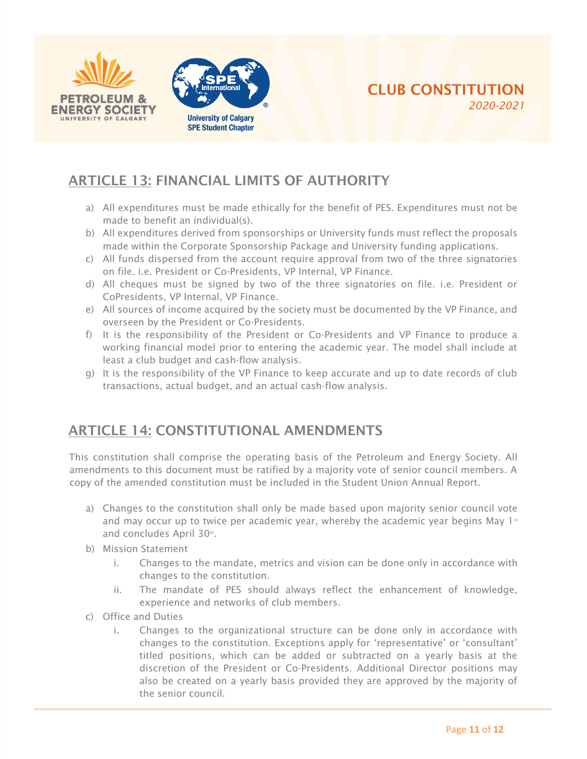## ARTICLE 13: FINANCIAL LIMITS OF AUTHORITY

a) All expenditures must be made ethically for the benefit of PES. Expenditures must not be made to benefit an individual(s).
b) All expenditures derived from sponsorships or University funds must reflect the proposals made within the Corporate Sponsorship Package and University funding applications.
c) All funds dispersed from the account require approval from two of the three signatories on file. i.e. President or Co-Presidents, VP Internal, VP Finance.
d) All cheques must be signed by two of the three signatories on file. i.e. President or CoPresidents, VP Internal, VP Finance.
e) All sources of income acquired by the society must be documented by the VP Finance, and overseen by the President or Co-Presidents.
f) It is the responsibility of the President or Co-Presidents and VP Finance to produce a working financial model prior to entering the academic year. The model shall include at least a club budget and cash-flow analysis.
g) It is the responsibility of the VP Finance to keep accurate and up to date records of club transactions, actual budget, and an actual cash-flow analysis.

## ARTICLE 14: CONSTITUTIONAL AMENDMENTS

This constitution shall comprise the operating basis of the Petroleum and Energy Society. All amendments to this document must be ratified by a majority vote of senior council members. A copy of the amended constitution must be included in the Student Union Annual Report.

a) Changes to the constitution shall only be made based upon majority senior council vote and may occur up to twice per academic year, whereby the academic year begins May 1st and concludes April 30th.
b) Mission Statement
    i. Changes to the mandate, metrics and vision can be done only in accordance with changes to the constitution.
    ii. The mandate of PES should always reflect the enhancement of knowledge, experience and networks of club members.
c) Office and Duties
    i. Changes to the organizational structure can be done only in accordance with changes to the constitution. Exceptions apply for 'representative' or 'consultant' titled positions, which can be added or subtracted on a yearly basis at the discretion of the President or Co-Presidents. Additional Director positions may also be created on a yearly basis provided they are approved by the majority of the senior council.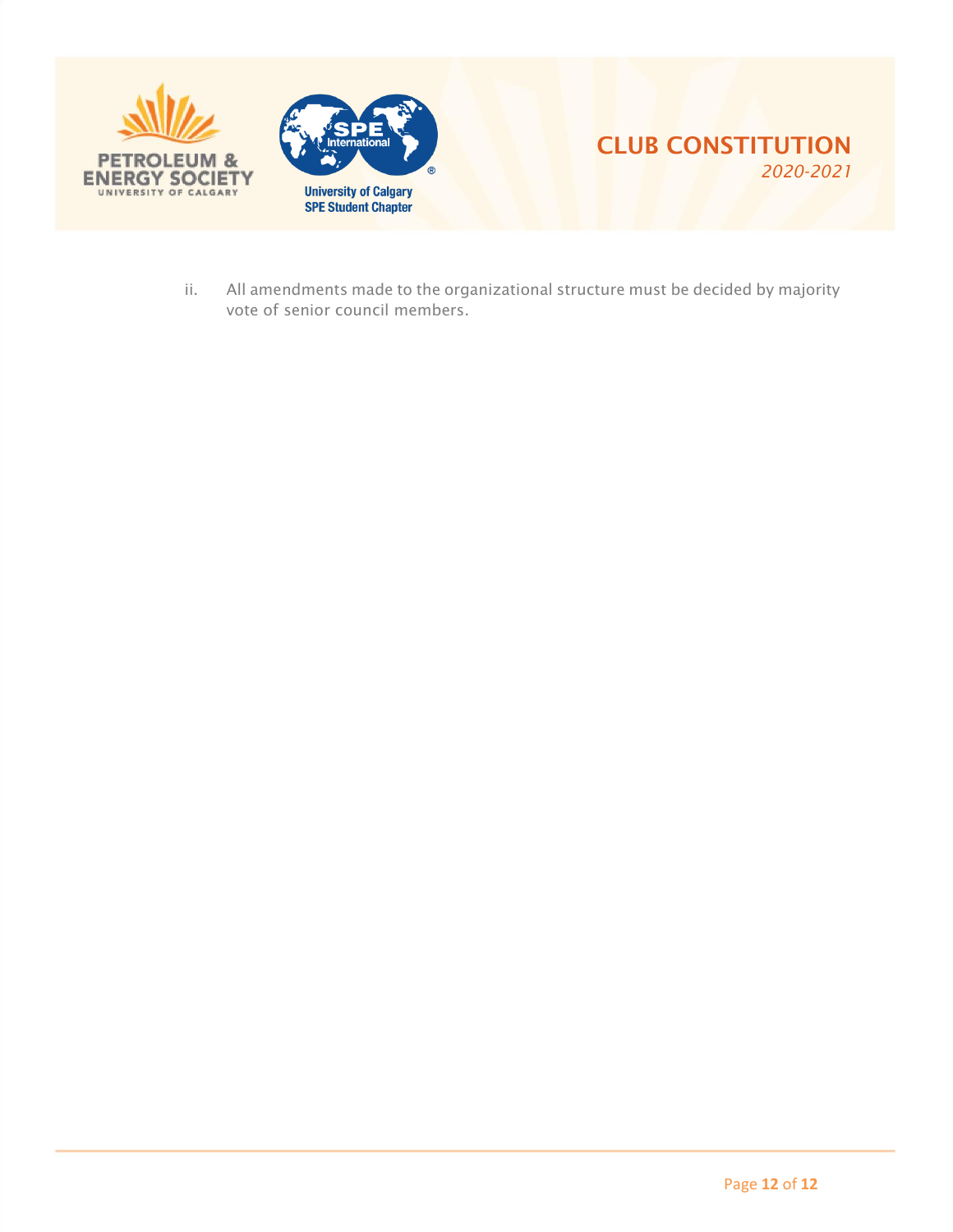ii. All amendments made to the organizational structure must be decided by majority vote of senior council members.